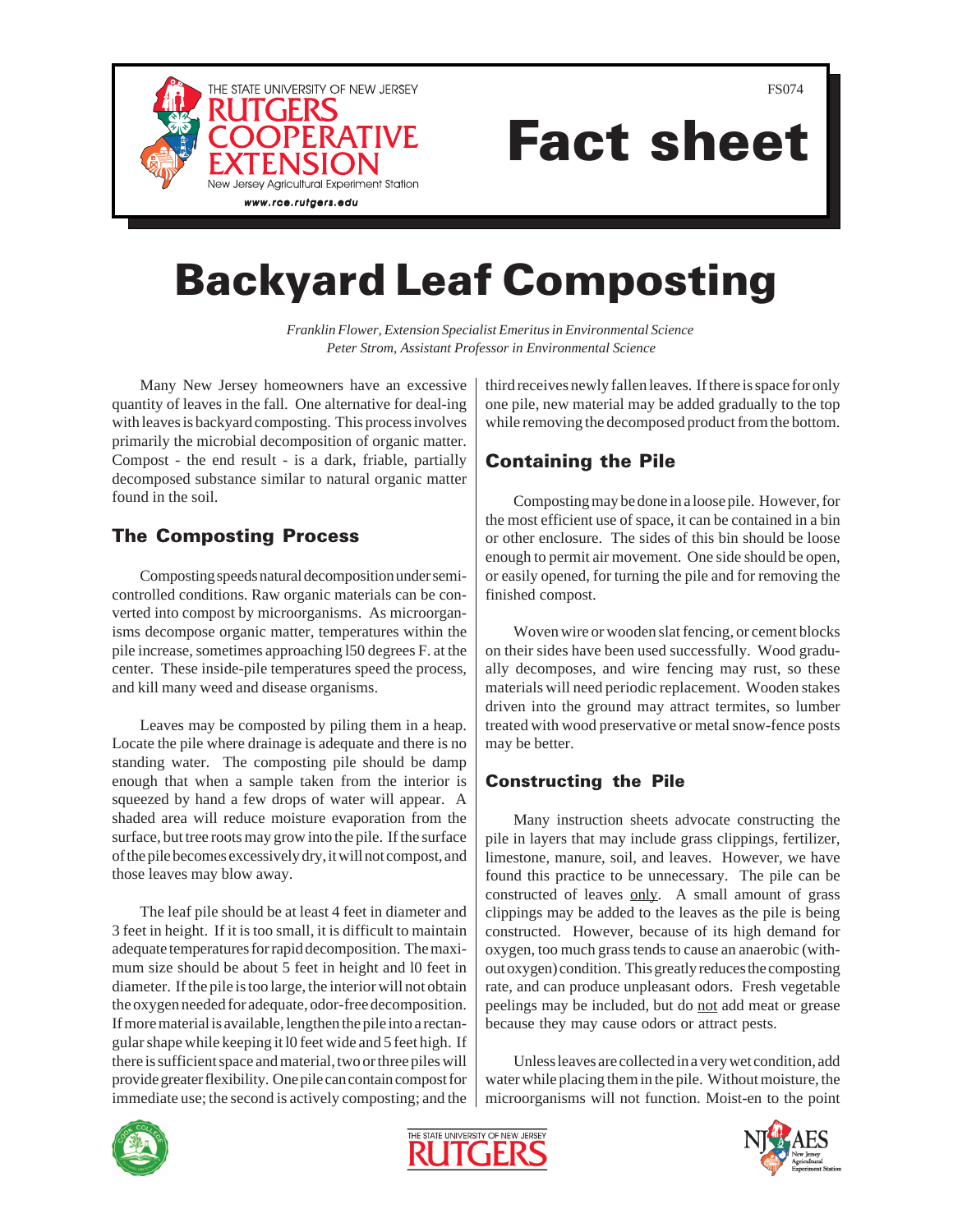THE STATE UNIVERSITY OF NEW JERSEY
RUTGERS COOPERATIVE EXTENSION
New Jersey Agricultural Experiment Station
www.rce.rutgers.edu

FS074

# Fact sheet

# Backyard Leaf Composting

*Franklin Flower, Extension Specialist Emeritus in Environmental Science*
*Peter Strom, Assistant Professor in Environmental Science*

Many New Jersey homeowners have an excessive quantity of leaves in the fall. One alternative for deal-ing with leaves is backyard composting. This process involves primarily the microbial decomposition of organic matter. Compost - the end result - is a dark, friable, partially decomposed substance similar to natural organic matter found in the soil.

## The Composting Process

Composting speeds natural decomposition under semi-controlled conditions. Raw organic materials can be converted into compost by microorganisms. As microorganisms decompose organic matter, temperatures within the pile increase, sometimes approaching l50 degrees F. at the center. These inside-pile temperatures speed the process, and kill many weed and disease organisms.

Leaves may be composted by piling them in a heap. Locate the pile where drainage is adequate and there is no standing water. The composting pile should be damp enough that when a sample taken from the interior is squeezed by hand a few drops of water will appear. A shaded area will reduce moisture evaporation from the surface, but tree roots may grow into the pile. If the surface of the pile becomes excessively dry, it will not compost, and those leaves may blow away.

The leaf pile should be at least 4 feet in diameter and 3 feet in height. If it is too small, it is difficult to maintain adequate temperatures for rapid decomposition. The maximum size should be about 5 feet in height and l0 feet in diameter. If the pile is too large, the interior will not obtain the oxygen needed for adequate, odor-free decomposition. If more material is available, lengthen the pile into a rectangular shape while keeping it l0 feet wide and 5 feet high. If there is sufficient space and material, two or three piles will provide greater flexibility. One pile can contain compost for immediate use; the second is actively composting; and the third receives newly fallen leaves. If there is space for only one pile, new material may be added gradually to the top while removing the decomposed product from the bottom.

## Containing the Pile

Composting may be done in a loose pile. However, for the most efficient use of space, it can be contained in a bin or other enclosure. The sides of this bin should be loose enough to permit air movement. One side should be open, or easily opened, for turning the pile and for removing the finished compost.

Woven wire or wooden slat fencing, or cement blocks on their sides have been used successfully. Wood gradually decomposes, and wire fencing may rust, so these materials will need periodic replacement. Wooden stakes driven into the ground may attract termites, so lumber treated with wood preservative or metal snow-fence posts may be better.

## Constructing the Pile

Many instruction sheets advocate constructing the pile in layers that may include grass clippings, fertilizer, limestone, manure, soil, and leaves. However, we have found this practice to be unnecessary. The pile can be constructed of leaves <u>only</u>. A small amount of grass clippings may be added to the leaves as the pile is being constructed. However, because of its high demand for oxygen, too much grass tends to cause an anaerobic (without oxygen) condition. This greatly reduces the composting rate, and can produce unpleasant odors. Fresh vegetable peelings may be included, but do <u>not</u> add meat or grease because they may cause odors or attract pests.

Unless leaves are collected in a very wet condition, add water while placing them in the pile. Without moisture, the microorganisms will not function. Moist-en to the point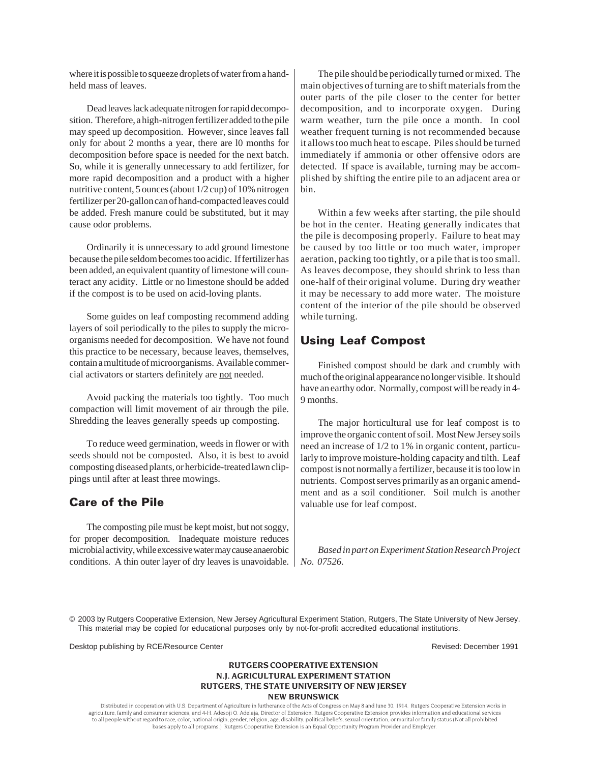where it is possible to squeeze droplets of water from a hand-held mass of leaves.

Dead leaves lack adequate nitrogen for rapid decomposition. Therefore, a high-nitrogen fertilizer added to the pile may speed up decomposition. However, since leaves fall only for about 2 months a year, there are l0 months for decomposition before space is needed for the next batch. So, while it is generally unnecessary to add fertilizer, for more rapid decomposition and a product with a higher nutritive content, 5 ounces (about 1/2 cup) of 10% nitrogen fertilizer per 20-gallon can of hand-compacted leaves could be added. Fresh manure could be substituted, but it may cause odor problems.

Ordinarily it is unnecessary to add ground limestone because the pile seldom becomes too acidic. If fertilizer has been added, an equivalent quantity of limestone will counteract any acidity. Little or no limestone should be added if the compost is to be used on acid-loving plants.

Some guides on leaf composting recommend adding layers of soil periodically to the piles to supply the microorganisms needed for decomposition. We have not found this practice to be necessary, because leaves, themselves, contain a multitude of microorganisms. Available commercial activators or starters definitely are not needed.

Avoid packing the materials too tightly. Too much compaction will limit movement of air through the pile. Shredding the leaves generally speeds up composting.

To reduce weed germination, weeds in flower or with seeds should not be composted. Also, it is best to avoid composting diseased plants, or herbicide-treated lawn clippings until after at least three mowings.

## Care of the Pile

The composting pile must be kept moist, but not soggy, for proper decomposition. Inadequate moisture reduces microbial activity, while excessive water may cause anaerobic conditions. A thin outer layer of dry leaves is unavoidable.

The pile should be periodically turned or mixed. The main objectives of turning are to shift materials from the outer parts of the pile closer to the center for better decomposition, and to incorporate oxygen. During warm weather, turn the pile once a month. In cool weather frequent turning is not recommended because it allows too much heat to escape. Piles should be turned immediately if ammonia or other offensive odors are detected. If space is available, turning may be accomplished by shifting the entire pile to an adjacent area or bin.

Within a few weeks after starting, the pile should be hot in the center. Heating generally indicates that the pile is decomposing properly. Failure to heat may be caused by too little or too much water, improper aeration, packing too tightly, or a pile that is too small. As leaves decompose, they should shrink to less than one-half of their original volume. During dry weather it may be necessary to add more water. The moisture content of the interior of the pile should be observed while turning.

## Using Leaf Compost

Finished compost should be dark and crumbly with much of the original appearance no longer visible. It should have an earthy odor. Normally, compost will be ready in 4-9 months.

The major horticultural use for leaf compost is to improve the organic content of soil. Most New Jersey soils need an increase of 1/2 to 1% in organic content, particularly to improve moisture-holding capacity and tilth. Leaf compost is not normally a fertilizer, because it is too low in nutrients. Compost serves primarily as an organic amendment and as a soil conditioner. Soil mulch is another valuable use for leaf compost.

*Based in part on Experiment Station Research Project No. 07526.*

© 2003 by Rutgers Cooperative Extension, New Jersey Agricultural Experiment Station, Rutgers, The State University of New Jersey. This material may be copied for educational purposes only by not-for-profit accredited educational institutions.

Desktop publishing by RCE/Resource Center

Revised: December 1991

**RUTGERS COOPERATIVE EXTENSION**
**N.J. AGRICULTURAL EXPERIMENT STATION**
**RUTGERS, THE STATE UNIVERSITY OF NEW JERSEY**
**NEW BRUNSWICK**

Distributed in cooperation with U.S. Department of Agriculture in furtherance of the Acts of Congress on May 8 and June 30, 1914. Rutgers Cooperative Extension works in agriculture, family and consumer sciences, and 4-H. Adesoji O. Adelaja, Director of Extension. Rutgers Cooperative Extension provides information and educational services to all people without regard to race, color, national origin, gender, religion, age, disability, political beliefs, sexual orientation, or marital or family status (Not all prohibited bases apply to all programs.) Rutgers Cooperative Extension is an Equal Opportunity Program Provider and Employer.